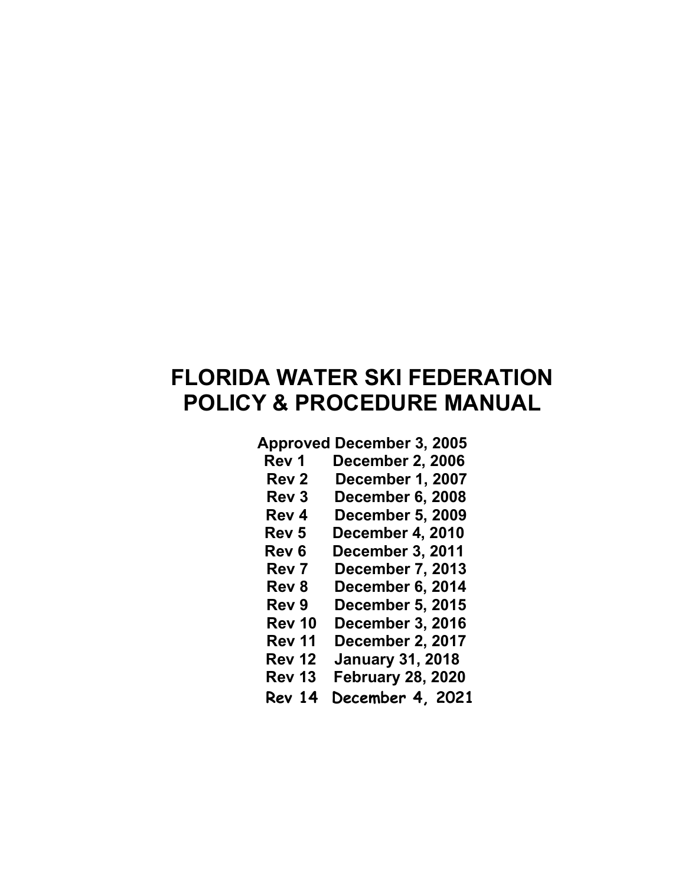# FLORIDA WATER SKI FEDERATION POLICY & PROCEDURE MANUAL

**Approved December 3, 2005**

| | |
|---|---|
| **Rev 1** | **December 2, 2006** |
| **Rev 2** | **December 1, 2007** |
| **Rev 3** | **December 6, 2008** |
| **Rev 4** | **December 5, 2009** |
| **Rev 5** | **December 4, 2010** |
| **Rev 6** | **December 3, 2011** |
| **Rev 7** | **December 7, 2013** |
| **Rev 8** | **December 6, 2014** |
| **Rev 9** | **December 5, 2015** |
| **Rev 10** | **December 3, 2016** |
| **Rev 11** | **December 2, 2017** |
| **Rev 12** | **January 31, 2018** |
| **Rev 13** | **February 28, 2020** |
| **Rev 14** | **December 4, 2021** |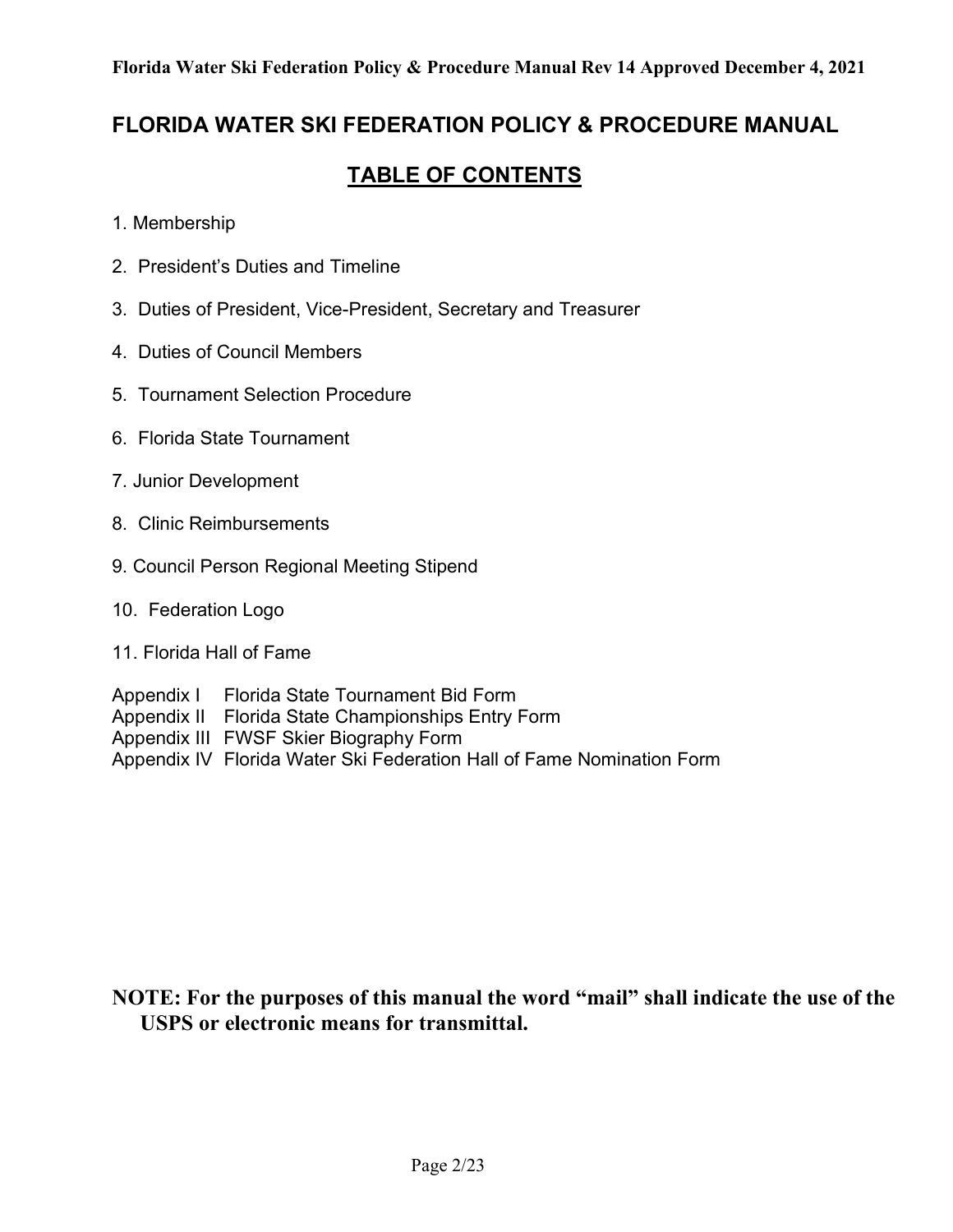# FLORIDA WATER SKI FEDERATION POLICY & PROCEDURE MANUAL

## TABLE OF CONTENTS

1. Membership
2. President's Duties and Timeline
3. Duties of President, Vice-President, Secretary and Treasurer
4. Duties of Council Members
5. Tournament Selection Procedure
6. Florida State Tournament
7. Junior Development
8. Clinic Reimbursements
9. Council Person Regional Meeting Stipend
10. Federation Logo
11. Florida Hall of Fame

Appendix I  Florida State Tournament Bid Form
Appendix II  Florida State Championships Entry Form
Appendix III  FWSF Skier Biography Form
Appendix IV  Florida Water Ski Federation Hall of Fame Nomination Form

**NOTE: For the purposes of this manual the word "mail" shall indicate the use of the USPS or electronic means for transmittal.**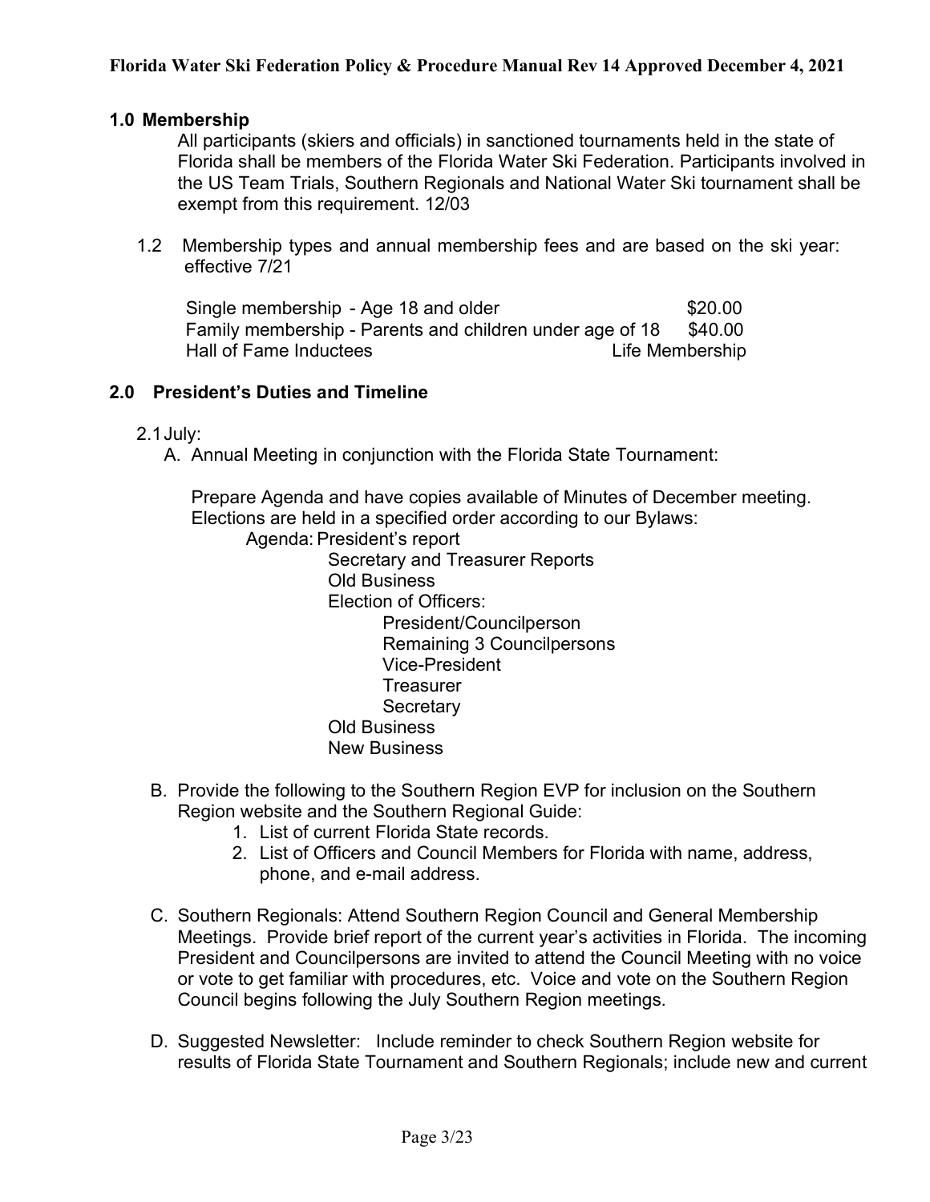## 1.0 Membership

All participants (skiers and officials) in sanctioned tournaments held in the state of Florida shall be members of the Florida Water Ski Federation. Participants involved in the US Team Trials, Southern Regionals and National Water Ski tournament shall be exempt from this requirement. 12/03

1.2 Membership types and annual membership fees and are based on the ski year: effective 7/21

| | |
|---|---|
| Single membership - Age 18 and older | $20.00 |
| Family membership - Parents and children under age of 18 | $40.00 |
| Hall of Fame Inductees | Life Membership |

## 2.0 President's Duties and Timeline

2.1 July:

A. Annual Meeting in conjunction with the Florida State Tournament:

Prepare Agenda and have copies available of Minutes of December meeting. Elections are held in a specified order according to our Bylaws:

Agenda:
- President's report
- Secretary and Treasurer Reports
- Old Business
- Election of Officers:
  - President/Councilperson
  - Remaining 3 Councilpersons
  - Vice-President
  - Treasurer
  - Secretary
- Old Business
- New Business

B. Provide the following to the Southern Region EVP for inclusion on the Southern Region website and the Southern Regional Guide:
1. List of current Florida State records.
2. List of Officers and Council Members for Florida with name, address, phone, and e-mail address.

C. Southern Regionals: Attend Southern Region Council and General Membership Meetings. Provide brief report of the current year's activities in Florida. The incoming President and Councilpersons are invited to attend the Council Meeting with no voice or vote to get familiar with procedures, etc. Voice and vote on the Southern Region Council begins following the July Southern Region meetings.

D. Suggested Newsletter: Include reminder to check Southern Region website for results of Florida State Tournament and Southern Regionals; include new and current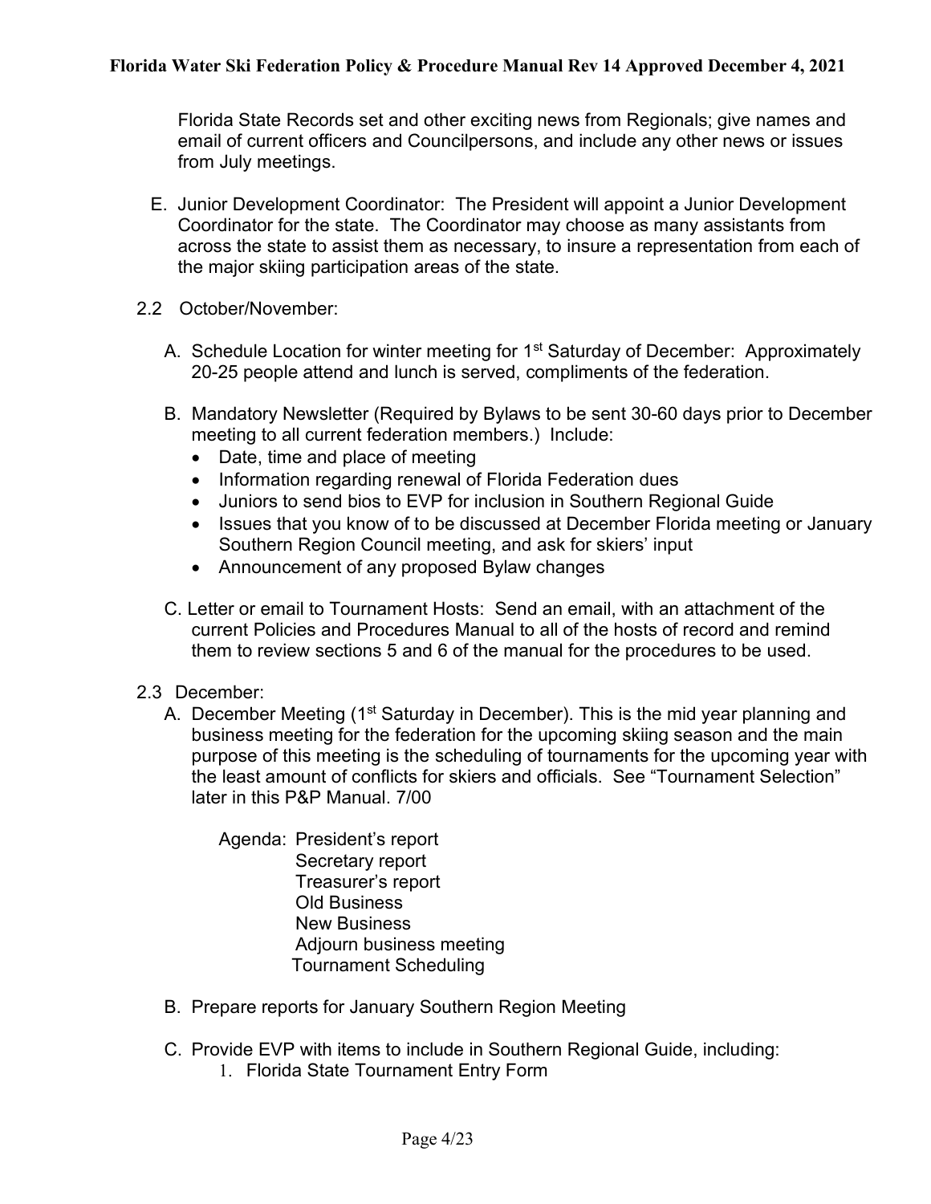Florida State Records set and other exciting news from Regionals; give names and email of current officers and Councilpersons, and include any other news or issues from July meetings.

E. Junior Development Coordinator: The President will appoint a Junior Development Coordinator for the state. The Coordinator may choose as many assistants from across the state to assist them as necessary, to insure a representation from each of the major skiing participation areas of the state.

## 2.2 October/November:

A. Schedule Location for winter meeting for 1st Saturday of December: Approximately 20-25 people attend and lunch is served, compliments of the federation.

B. Mandatory Newsletter (Required by Bylaws to be sent 30-60 days prior to December meeting to all current federation members.) Include:
- Date, time and place of meeting
- Information regarding renewal of Florida Federation dues
- Juniors to send bios to EVP for inclusion in Southern Regional Guide
- Issues that you know of to be discussed at December Florida meeting or January Southern Region Council meeting, and ask for skiers' input
- Announcement of any proposed Bylaw changes

C. Letter or email to Tournament Hosts: Send an email, with an attachment of the current Policies and Procedures Manual to all of the hosts of record and remind them to review sections 5 and 6 of the manual for the procedures to be used.

## 2.3 December:

A. December Meeting (1st Saturday in December). This is the mid year planning and business meeting for the federation for the upcoming skiing season and the main purpose of this meeting is the scheduling of tournaments for the upcoming year with the least amount of conflicts for skiers and officials. See "Tournament Selection" later in this P&P Manual. 7/00

Agenda: President's report
Secretary report
Treasurer's report
Old Business
New Business
Adjourn business meeting
Tournament Scheduling

B. Prepare reports for January Southern Region Meeting

C. Provide EVP with items to include in Southern Regional Guide, including:
1. Florida State Tournament Entry Form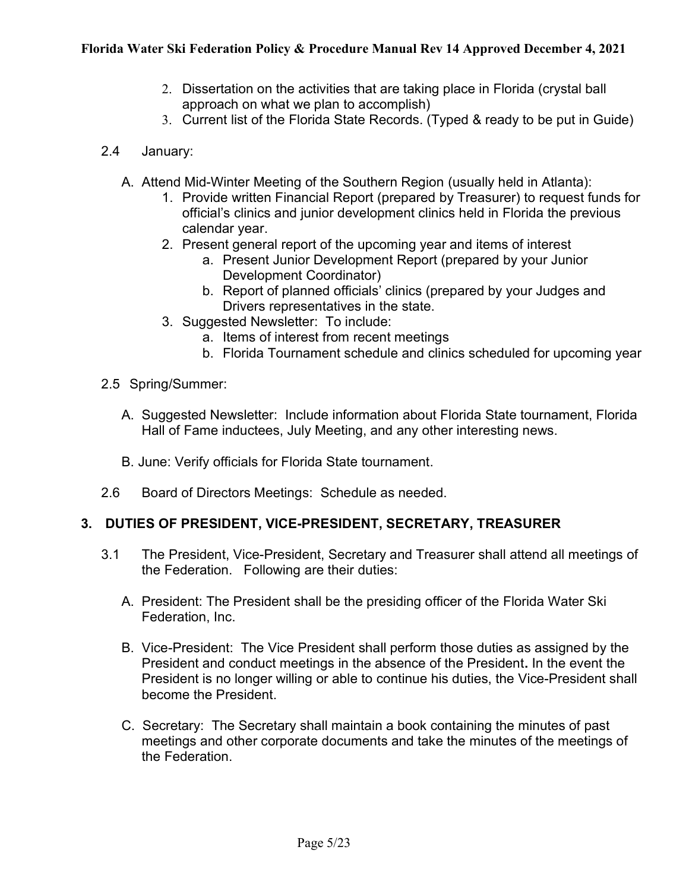2. Dissertation on the activities that are taking place in Florida (crystal ball approach on what we plan to accomplish)
3. Current list of the Florida State Records. (Typed & ready to be put in Guide)

2.4 January:

A. Attend Mid-Winter Meeting of the Southern Region (usually held in Atlanta):
   1. Provide written Financial Report (prepared by Treasurer) to request funds for official's clinics and junior development clinics held in Florida the previous calendar year.
   2. Present general report of the upcoming year and items of interest
      a. Present Junior Development Report (prepared by your Junior Development Coordinator)
      b. Report of planned officials' clinics (prepared by your Judges and Drivers representatives in the state.
   3. Suggested Newsletter: To include:
      a. Items of interest from recent meetings
      b. Florida Tournament schedule and clinics scheduled for upcoming year

2.5 Spring/Summer:

A. Suggested Newsletter: Include information about Florida State tournament, Florida Hall of Fame inductees, July Meeting, and any other interesting news.

B. June: Verify officials for Florida State tournament.

2.6 Board of Directors Meetings: Schedule as needed.

## 3. DUTIES OF PRESIDENT, VICE-PRESIDENT, SECRETARY, TREASURER

3.1 The President, Vice-President, Secretary and Treasurer shall attend all meetings of the Federation. Following are their duties:

A. President: The President shall be the presiding officer of the Florida Water Ski Federation, Inc.

B. Vice-President: The Vice President shall perform those duties as assigned by the President and conduct meetings in the absence of the President**.** In the event the President is no longer willing or able to continue his duties, the Vice-President shall become the President.

C. Secretary: The Secretary shall maintain a book containing the minutes of past meetings and other corporate documents and take the minutes of the meetings of the Federation.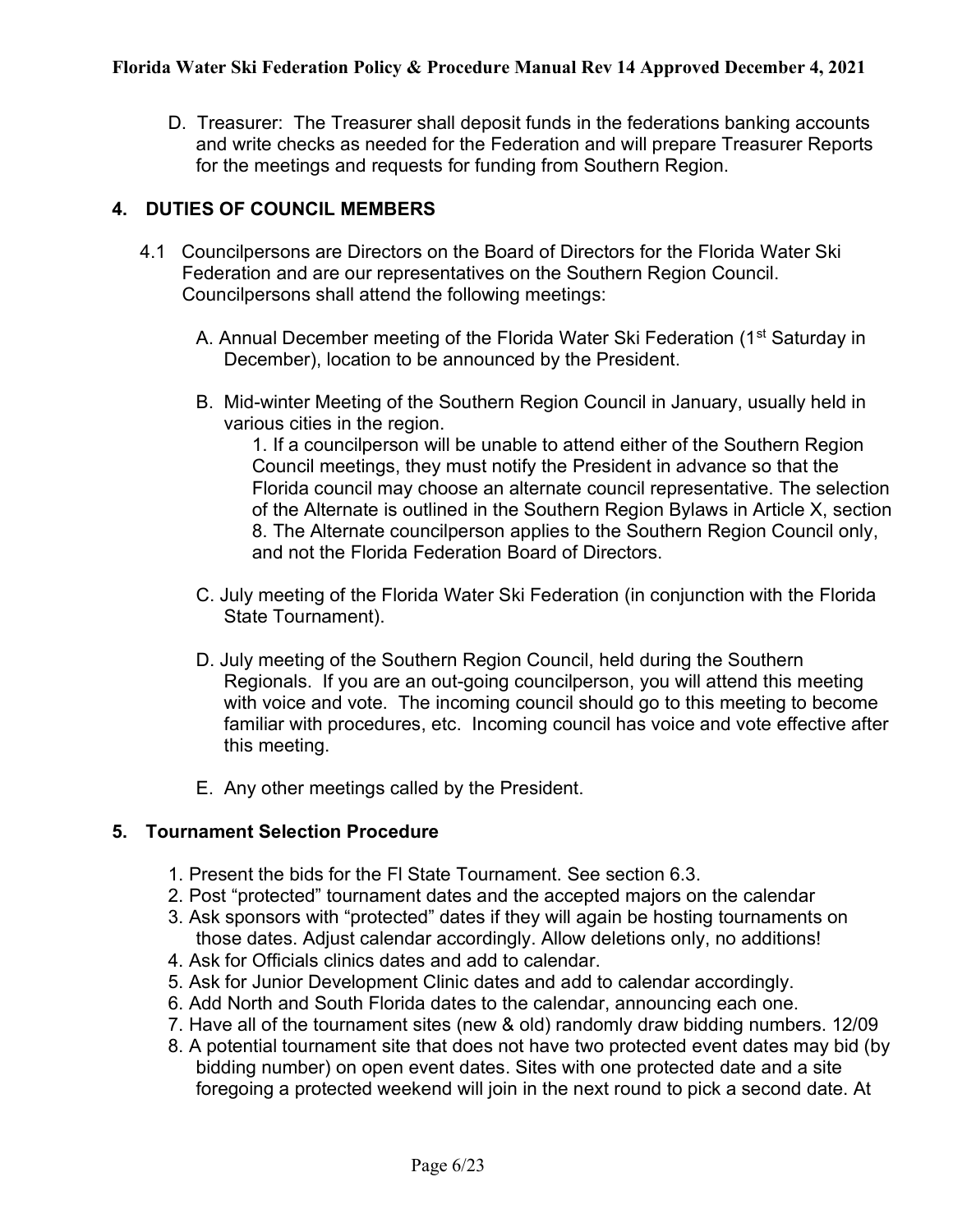D. Treasurer: The Treasurer shall deposit funds in the federations banking accounts and write checks as needed for the Federation and will prepare Treasurer Reports for the meetings and requests for funding from Southern Region.

## 4. DUTIES OF COUNCIL MEMBERS

4.1 Councilpersons are Directors on the Board of Directors for the Florida Water Ski Federation and are our representatives on the Southern Region Council. Councilpersons shall attend the following meetings:

A. Annual December meeting of the Florida Water Ski Federation (1st Saturday in December), location to be announced by the President.

B. Mid-winter Meeting of the Southern Region Council in January, usually held in various cities in the region.

1. If a councilperson will be unable to attend either of the Southern Region Council meetings, they must notify the President in advance so that the Florida council may choose an alternate council representative. The selection of the Alternate is outlined in the Southern Region Bylaws in Article X, section 8. The Alternate councilperson applies to the Southern Region Council only, and not the Florida Federation Board of Directors.

C. July meeting of the Florida Water Ski Federation (in conjunction with the Florida State Tournament).

D. July meeting of the Southern Region Council, held during the Southern Regionals. If you are an out-going councilperson, you will attend this meeting with voice and vote. The incoming council should go to this meeting to become familiar with procedures, etc. Incoming council has voice and vote effective after this meeting.

E. Any other meetings called by the President.

## 5. Tournament Selection Procedure

1. Present the bids for the Fl State Tournament. See section 6.3.
2. Post "protected" tournament dates and the accepted majors on the calendar
3. Ask sponsors with "protected" dates if they will again be hosting tournaments on those dates. Adjust calendar accordingly. Allow deletions only, no additions!
4. Ask for Officials clinics dates and add to calendar.
5. Ask for Junior Development Clinic dates and add to calendar accordingly.
6. Add North and South Florida dates to the calendar, announcing each one.
7. Have all of the tournament sites (new & old) randomly draw bidding numbers. 12/09
8. A potential tournament site that does not have two protected event dates may bid (by bidding number) on open event dates. Sites with one protected date and a site foregoing a protected weekend will join in the next round to pick a second date. At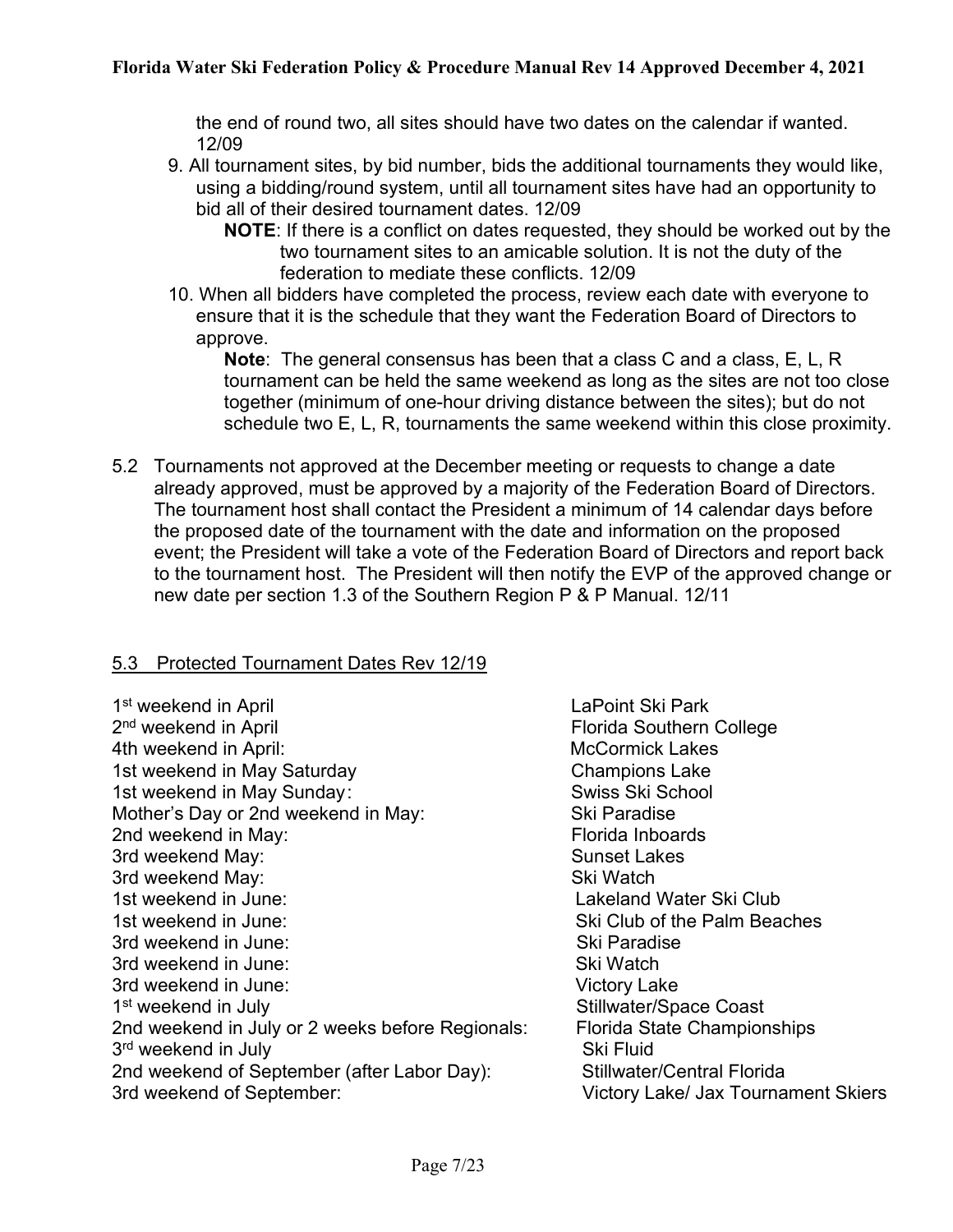the end of round two, all sites should have two dates on the calendar if wanted. 12/09

9. All tournament sites, by bid number, bids the additional tournaments they would like, using a bidding/round system, until all tournament sites have had an opportunity to bid all of their desired tournament dates. 12/09

   **NOTE**: If there is a conflict on dates requested, they should be worked out by the two tournament sites to an amicable solution. It is not the duty of the federation to mediate these conflicts. 12/09

10. When all bidders have completed the process, review each date with everyone to ensure that it is the schedule that they want the Federation Board of Directors to approve.

    **Note**: The general consensus has been that a class C and a class, E, L, R tournament can be held the same weekend as long as the sites are not too close together (minimum of one-hour driving distance between the sites); but do not schedule two E, L, R, tournaments the same weekend within this close proximity.

5.2 Tournaments not approved at the December meeting or requests to change a date already approved, must be approved by a majority of the Federation Board of Directors. The tournament host shall contact the President a minimum of 14 calendar days before the proposed date of the tournament with the date and information on the proposed event; the President will take a vote of the Federation Board of Directors and report back to the tournament host. The President will then notify the EVP of the approved change or new date per section 1.3 of the Southern Region P & P Manual. 12/11

## 5.3 Protected Tournament Dates Rev 12/19

| | |
|---|---|
| 1st weekend in April | LaPoint Ski Park |
| 2nd weekend in April | Florida Southern College |
| 4th weekend in April: | McCormick Lakes |
| 1st weekend in May Saturday | Champions Lake |
| 1st weekend in May Sunday: | Swiss Ski School |
| Mother's Day or 2nd weekend in May: | Ski Paradise |
| 2nd weekend in May: | Florida Inboards |
| 3rd weekend May: | Sunset Lakes |
| 3rd weekend May: | Ski Watch |
| 1st weekend in June: | Lakeland Water Ski Club |
| 1st weekend in June: | Ski Club of the Palm Beaches |
| 3rd weekend in June: | Ski Paradise |
| 3rd weekend in June: | Ski Watch |
| 3rd weekend in June: | Victory Lake |
| 1st weekend in July | Stillwater/Space Coast |
| 2nd weekend in July or 2 weeks before Regionals: | Florida State Championships |
| 3rd weekend in July | Ski Fluid |
| 2nd weekend of September (after Labor Day): | Stillwater/Central Florida |
| 3rd weekend of September: | Victory Lake/ Jax Tournament Skiers |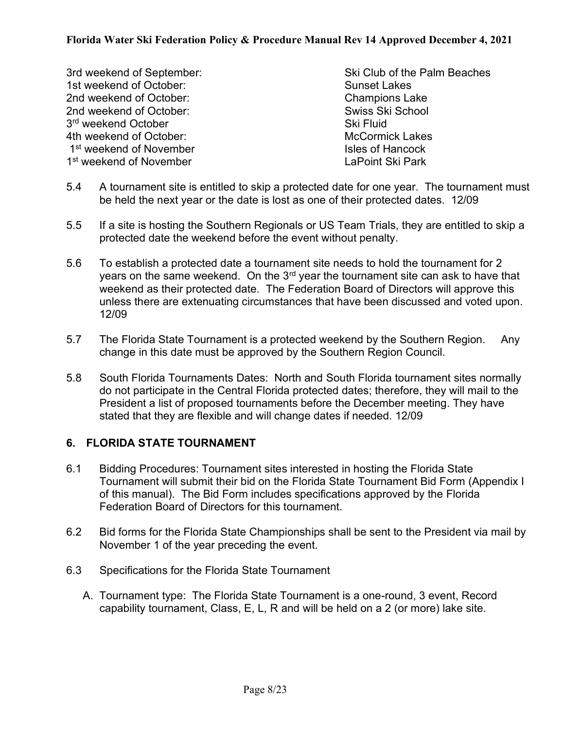| | |
|---|---|
| 3rd weekend of September: | Ski Club of the Palm Beaches |
| 1st weekend of October: | Sunset Lakes |
| 2nd weekend of October: | Champions Lake |
| 2nd weekend of October: | Swiss Ski School |
| 3rd weekend October | Ski Fluid |
| 4th weekend of October: | McCormick Lakes |
| 1st weekend of November | Isles of Hancock |
| 1st weekend of November | LaPoint Ski Park |

5.4 A tournament site is entitled to skip a protected date for one year. The tournament must be held the next year or the date is lost as one of their protected dates. 12/09

5.5 If a site is hosting the Southern Regionals or US Team Trials, they are entitled to skip a protected date the weekend before the event without penalty.

5.6 To establish a protected date a tournament site needs to hold the tournament for 2 years on the same weekend. On the 3rd year the tournament site can ask to have that weekend as their protected date. The Federation Board of Directors will approve this unless there are extenuating circumstances that have been discussed and voted upon. 12/09

5.7 The Florida State Tournament is a protected weekend by the Southern Region. Any change in this date must be approved by the Southern Region Council.

5.8 South Florida Tournaments Dates: North and South Florida tournament sites normally do not participate in the Central Florida protected dates; therefore, they will mail to the President a list of proposed tournaments before the December meeting. They have stated that they are flexible and will change dates if needed. 12/09

## 6. FLORIDA STATE TOURNAMENT

6.1 Bidding Procedures: Tournament sites interested in hosting the Florida State Tournament will submit their bid on the Florida State Tournament Bid Form (Appendix I of this manual). The Bid Form includes specifications approved by the Florida Federation Board of Directors for this tournament.

6.2 Bid forms for the Florida State Championships shall be sent to the President via mail by November 1 of the year preceding the event.

6.3 Specifications for the Florida State Tournament

A. Tournament type: The Florida State Tournament is a one-round, 3 event, Record capability tournament, Class, E, L, R and will be held on a 2 (or more) lake site.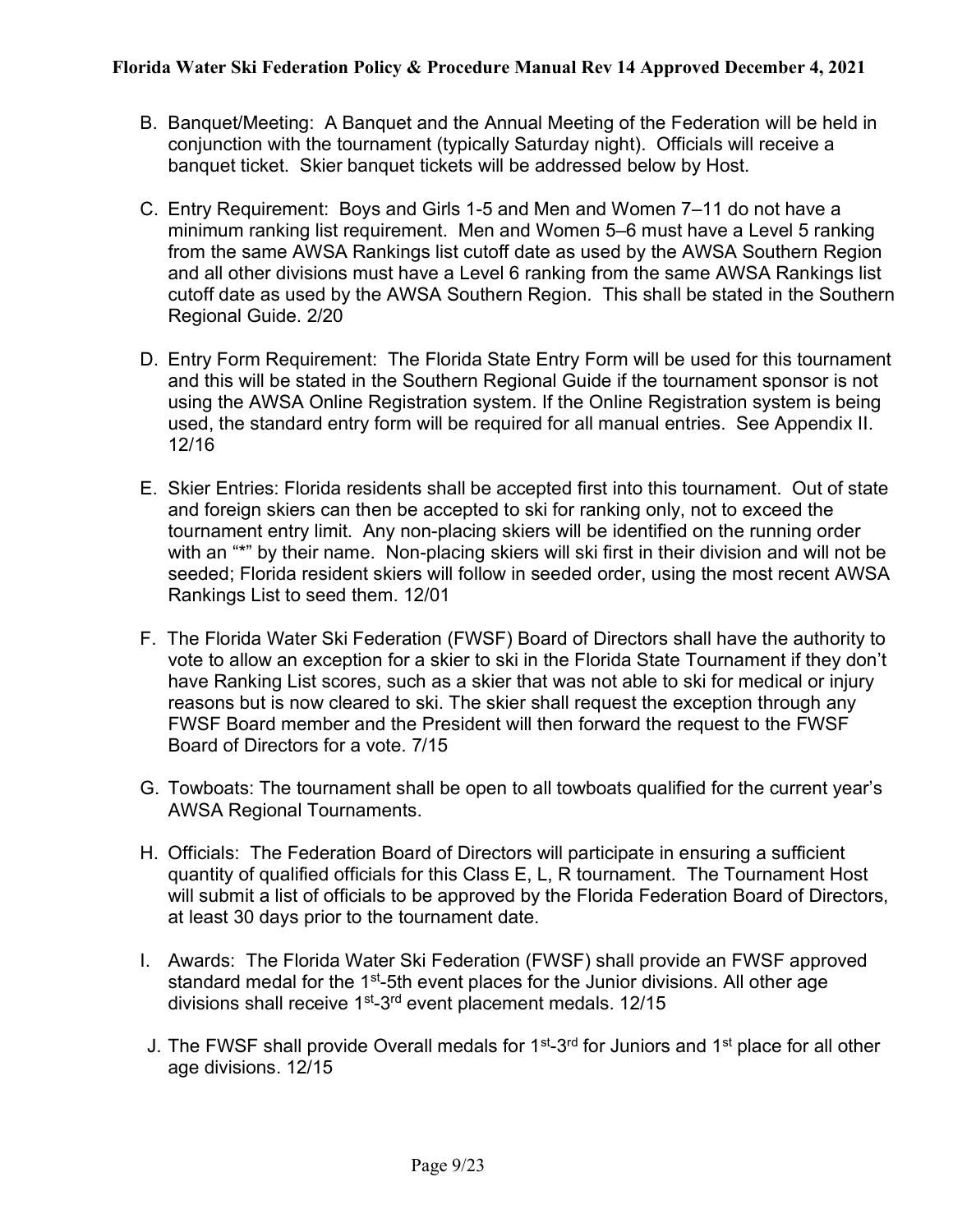B. Banquet/Meeting: A Banquet and the Annual Meeting of the Federation will be held in conjunction with the tournament (typically Saturday night). Officials will receive a banquet ticket. Skier banquet tickets will be addressed below by Host.

C. Entry Requirement: Boys and Girls 1-5 and Men and Women 7–11 do not have a minimum ranking list requirement. Men and Women 5–6 must have a Level 5 ranking from the same AWSA Rankings list cutoff date as used by the AWSA Southern Region and all other divisions must have a Level 6 ranking from the same AWSA Rankings list cutoff date as used by the AWSA Southern Region. This shall be stated in the Southern Regional Guide. 2/20

D. Entry Form Requirement: The Florida State Entry Form will be used for this tournament and this will be stated in the Southern Regional Guide if the tournament sponsor is not using the AWSA Online Registration system. If the Online Registration system is being used, the standard entry form will be required for all manual entries. See Appendix II. 12/16

E. Skier Entries: Florida residents shall be accepted first into this tournament. Out of state and foreign skiers can then be accepted to ski for ranking only, not to exceed the tournament entry limit. Any non-placing skiers will be identified on the running order with an "*" by their name. Non-placing skiers will ski first in their division and will not be seeded; Florida resident skiers will follow in seeded order, using the most recent AWSA Rankings List to seed them. 12/01

F. The Florida Water Ski Federation (FWSF) Board of Directors shall have the authority to vote to allow an exception for a skier to ski in the Florida State Tournament if they don't have Ranking List scores, such as a skier that was not able to ski for medical or injury reasons but is now cleared to ski. The skier shall request the exception through any FWSF Board member and the President will then forward the request to the FWSF Board of Directors for a vote. 7/15

G. Towboats: The tournament shall be open to all towboats qualified for the current year's AWSA Regional Tournaments.

H. Officials: The Federation Board of Directors will participate in ensuring a sufficient quantity of qualified officials for this Class E, L, R tournament. The Tournament Host will submit a list of officials to be approved by the Florida Federation Board of Directors, at least 30 days prior to the tournament date.

I. Awards: The Florida Water Ski Federation (FWSF) shall provide an FWSF approved standard medal for the 1st-5th event places for the Junior divisions. All other age divisions shall receive 1st-3rd event placement medals. 12/15

J. The FWSF shall provide Overall medals for 1st-3rd for Juniors and 1st place for all other age divisions. 12/15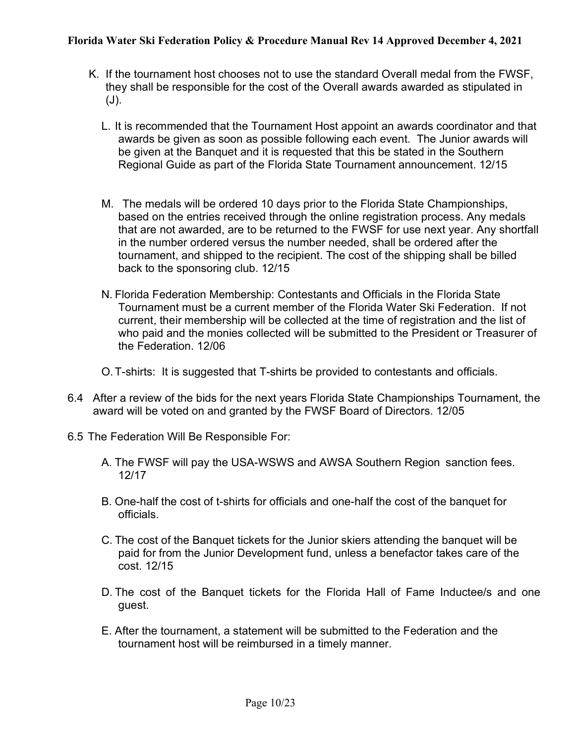K. If the tournament host chooses not to use the standard Overall medal from the FWSF, they shall be responsible for the cost of the Overall awards awarded as stipulated in (J).

L. It is recommended that the Tournament Host appoint an awards coordinator and that awards be given as soon as possible following each event. The Junior awards will be given at the Banquet and it is requested that this be stated in the Southern Regional Guide as part of the Florida State Tournament announcement. 12/15

M. The medals will be ordered 10 days prior to the Florida State Championships, based on the entries received through the online registration process. Any medals that are not awarded, are to be returned to the FWSF for use next year. Any shortfall in the number ordered versus the number needed, shall be ordered after the tournament, and shipped to the recipient. The cost of the shipping shall be billed back to the sponsoring club. 12/15

N. Florida Federation Membership: Contestants and Officials in the Florida State Tournament must be a current member of the Florida Water Ski Federation. If not current, their membership will be collected at the time of registration and the list of who paid and the monies collected will be submitted to the President or Treasurer of the Federation. 12/06

O. T-shirts: It is suggested that T-shirts be provided to contestants and officials.

6.4 After a review of the bids for the next years Florida State Championships Tournament, the award will be voted on and granted by the FWSF Board of Directors. 12/05

6.5 The Federation Will Be Responsible For:

A. The FWSF will pay the USA-WSWS and AWSA Southern Region sanction fees. 12/17

B. One-half the cost of t-shirts for officials and one-half the cost of the banquet for officials.

C. The cost of the Banquet tickets for the Junior skiers attending the banquet will be paid for from the Junior Development fund, unless a benefactor takes care of the cost. 12/15

D. The cost of the Banquet tickets for the Florida Hall of Fame Inductee/s and one guest.

E. After the tournament, a statement will be submitted to the Federation and the tournament host will be reimbursed in a timely manner.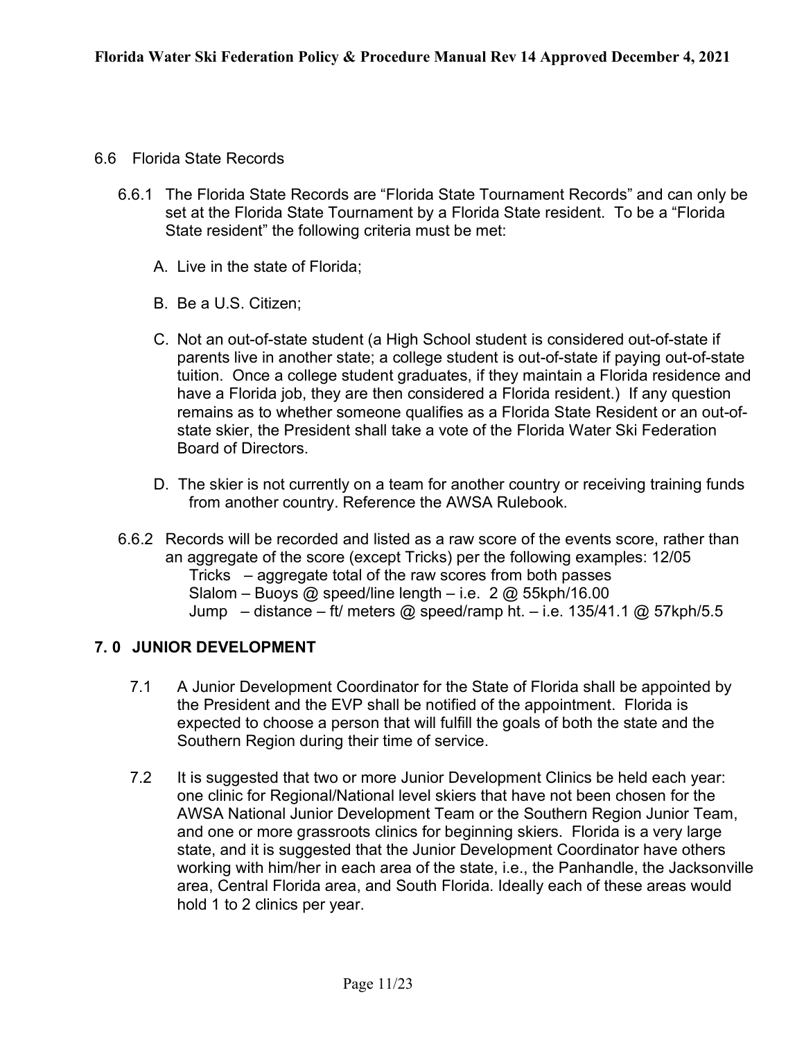6.6 Florida State Records

6.6.1 The Florida State Records are "Florida State Tournament Records" and can only be set at the Florida State Tournament by a Florida State resident. To be a "Florida State resident" the following criteria must be met:

A. Live in the state of Florida;

B. Be a U.S. Citizen;

C. Not an out-of-state student (a High School student is considered out-of-state if parents live in another state; a college student is out-of-state if paying out-of-state tuition. Once a college student graduates, if they maintain a Florida residence and have a Florida job, they are then considered a Florida resident.) If any question remains as to whether someone qualifies as a Florida State Resident or an out-of-state skier, the President shall take a vote of the Florida Water Ski Federation Board of Directors.

D. The skier is not currently on a team for another country or receiving training funds from another country. Reference the AWSA Rulebook.

6.6.2 Records will be recorded and listed as a raw score of the events score, rather than an aggregate of the score (except Tricks) per the following examples: 12/05
Tricks – aggregate total of the raw scores from both passes
Slalom – Buoys @ speed/line length – i.e. 2 @ 55kph/16.00
Jump – distance – ft/ meters @ speed/ramp ht. – i.e. 135/41.1 @ 57kph/5.5

## 7.0 JUNIOR DEVELOPMENT

7.1 A Junior Development Coordinator for the State of Florida shall be appointed by the President and the EVP shall be notified of the appointment. Florida is expected to choose a person that will fulfill the goals of both the state and the Southern Region during their time of service.

7.2 It is suggested that two or more Junior Development Clinics be held each year: one clinic for Regional/National level skiers that have not been chosen for the AWSA National Junior Development Team or the Southern Region Junior Team, and one or more grassroots clinics for beginning skiers. Florida is a very large state, and it is suggested that the Junior Development Coordinator have others working with him/her in each area of the state, i.e., the Panhandle, the Jacksonville area, Central Florida area, and South Florida. Ideally each of these areas would hold 1 to 2 clinics per year.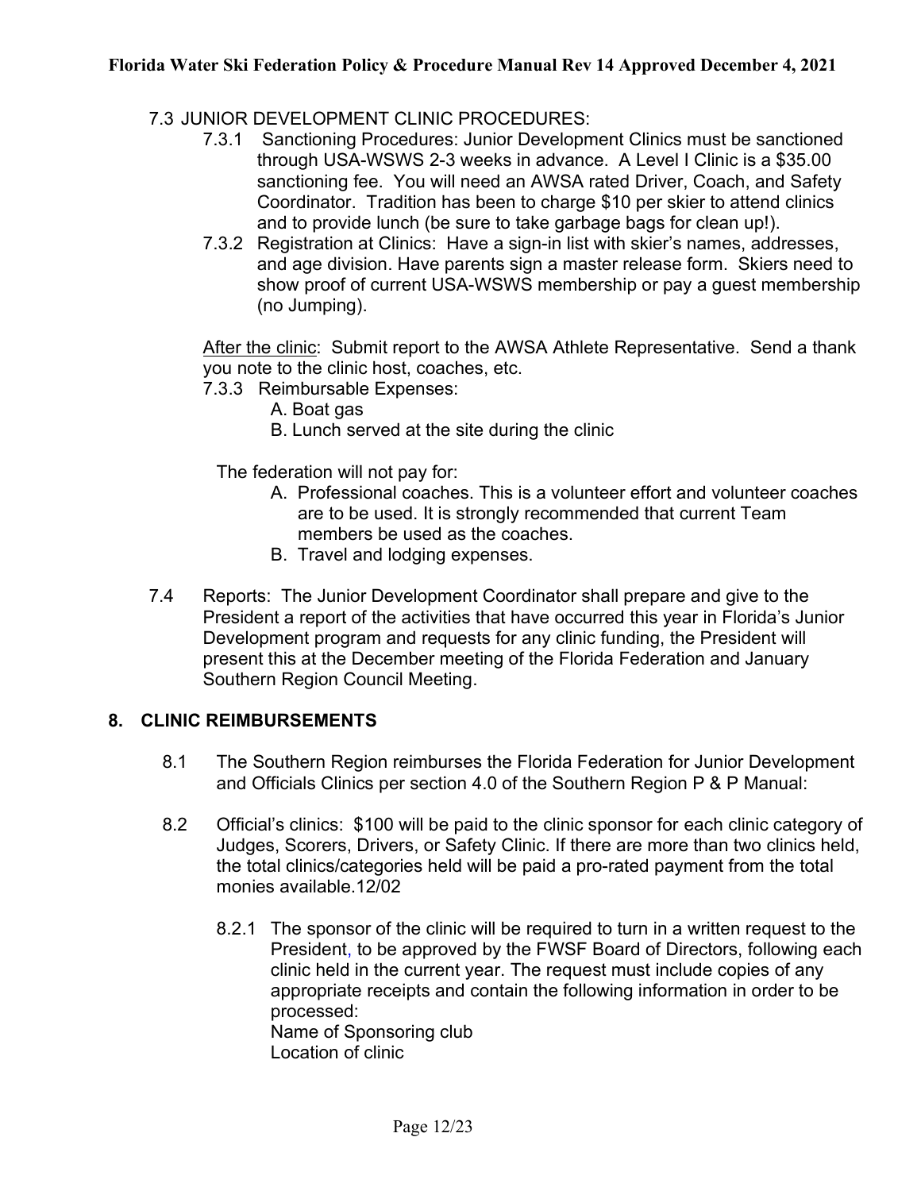7.3 JUNIOR DEVELOPMENT CLINIC PROCEDURES:

7.3.1 Sanctioning Procedures: Junior Development Clinics must be sanctioned through USA-WSWS 2-3 weeks in advance. A Level I Clinic is a $35.00 sanctioning fee. You will need an AWSA rated Driver, Coach, and Safety Coordinator. Tradition has been to charge $10 per skier to attend clinics and to provide lunch (be sure to take garbage bags for clean up!).

7.3.2 Registration at Clinics: Have a sign-in list with skier's names, addresses, and age division. Have parents sign a master release form. Skiers need to show proof of current USA-WSWS membership or pay a guest membership (no Jumping).

After the clinic: Submit report to the AWSA Athlete Representative. Send a thank you note to the clinic host, coaches, etc.

7.3.3 Reimbursable Expenses:

A. Boat gas
B. Lunch served at the site during the clinic

The federation will not pay for:

A. Professional coaches. This is a volunteer effort and volunteer coaches are to be used. It is strongly recommended that current Team members be used as the coaches.
B. Travel and lodging expenses.

7.4 Reports: The Junior Development Coordinator shall prepare and give to the President a report of the activities that have occurred this year in Florida's Junior Development program and requests for any clinic funding, the President will present this at the December meeting of the Florida Federation and January Southern Region Council Meeting.

## 8. CLINIC REIMBURSEMENTS

8.1 The Southern Region reimburses the Florida Federation for Junior Development and Officials Clinics per section 4.0 of the Southern Region P & P Manual:

8.2 Official's clinics: $100 will be paid to the clinic sponsor for each clinic category of Judges, Scorers, Drivers, or Safety Clinic. If there are more than two clinics held, the total clinics/categories held will be paid a pro-rated payment from the total monies available.12/02

8.2.1 The sponsor of the clinic will be required to turn in a written request to the President, to be approved by the FWSF Board of Directors, following each clinic held in the current year. The request must include copies of any appropriate receipts and contain the following information in order to be processed:
Name of Sponsoring club
Location of clinic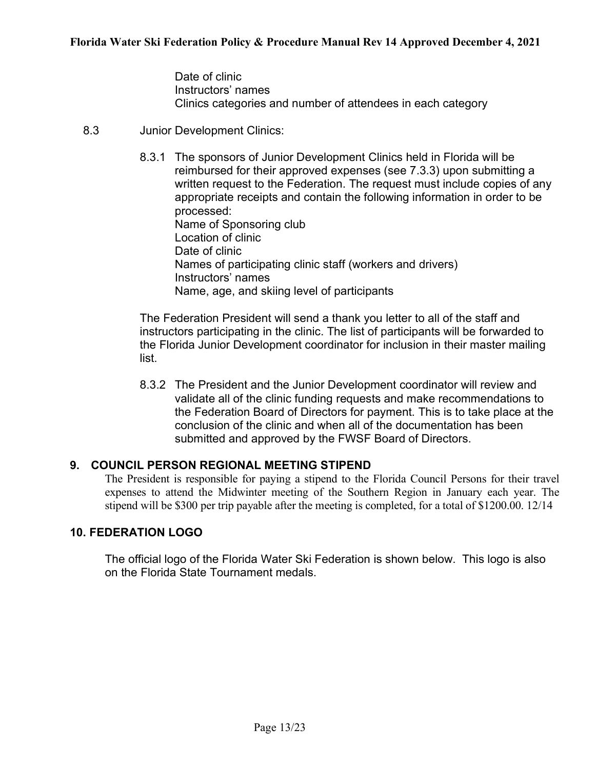Date of clinic
Instructors' names
Clinics categories and number of attendees in each category

8.3 Junior Development Clinics:

8.3.1 The sponsors of Junior Development Clinics held in Florida will be reimbursed for their approved expenses (see 7.3.3) upon submitting a written request to the Federation. The request must include copies of any appropriate receipts and contain the following information in order to be processed:
Name of Sponsoring club
Location of clinic
Date of clinic
Names of participating clinic staff (workers and drivers)
Instructors' names
Name, age, and skiing level of participants

The Federation President will send a thank you letter to all of the staff and instructors participating in the clinic. The list of participants will be forwarded to the Florida Junior Development coordinator for inclusion in their master mailing list.

8.3.2 The President and the Junior Development coordinator will review and validate all of the clinic funding requests and make recommendations to the Federation Board of Directors for payment. This is to take place at the conclusion of the clinic and when all of the documentation has been submitted and approved by the FWSF Board of Directors.

## 9. COUNCIL PERSON REGIONAL MEETING STIPEND

The President is responsible for paying a stipend to the Florida Council Persons for their travel expenses to attend the Midwinter meeting of the Southern Region in January each year. The stipend will be $300 per trip payable after the meeting is completed, for a total of $1200.00. 12/14

## 10. FEDERATION LOGO

The official logo of the Florida Water Ski Federation is shown below. This logo is also on the Florida State Tournament medals.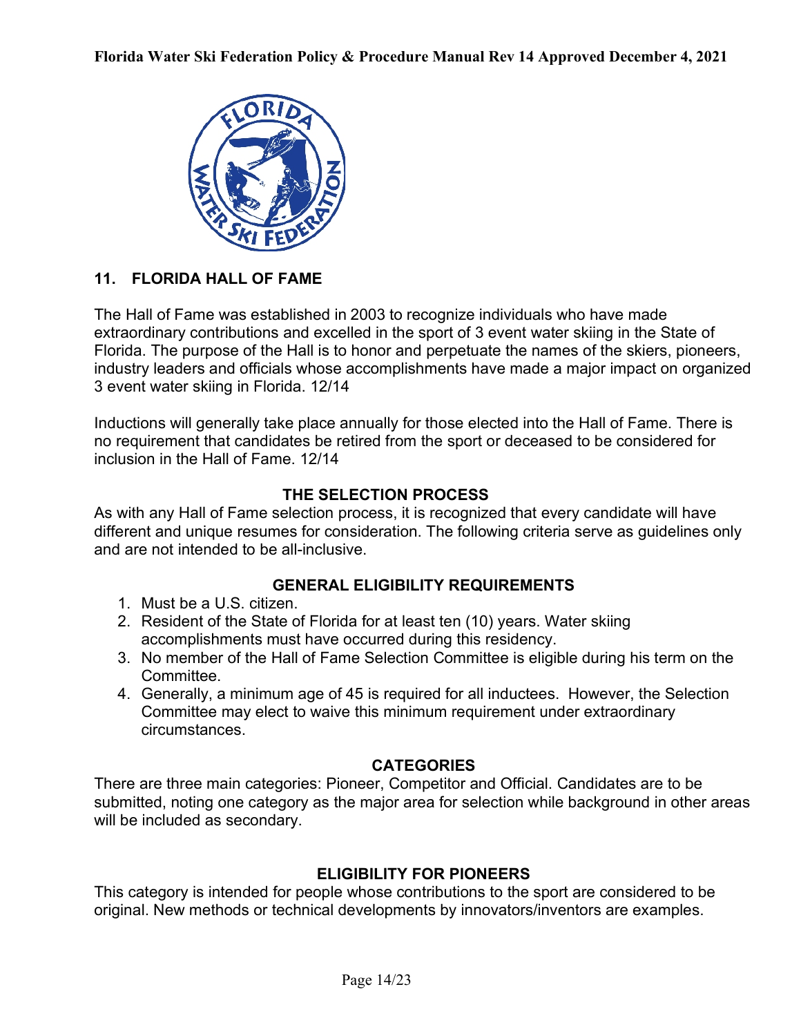## 11. FLORIDA HALL OF FAME

The Hall of Fame was established in 2003 to recognize individuals who have made extraordinary contributions and excelled in the sport of 3 event water skiing in the State of Florida. The purpose of the Hall is to honor and perpetuate the names of the skiers, pioneers, industry leaders and officials whose accomplishments have made a major impact on organized 3 event water skiing in Florida. 12/14

Inductions will generally take place annually for those elected into the Hall of Fame. There is no requirement that candidates be retired from the sport or deceased to be considered for inclusion in the Hall of Fame. 12/14

### THE SELECTION PROCESS

As with any Hall of Fame selection process, it is recognized that every candidate will have different and unique resumes for consideration. The following criteria serve as guidelines only and are not intended to be all-inclusive.

### GENERAL ELIGIBILITY REQUIREMENTS

1. Must be a U.S. citizen.
2. Resident of the State of Florida for at least ten (10) years. Water skiing accomplishments must have occurred during this residency.
3. No member of the Hall of Fame Selection Committee is eligible during his term on the Committee.
4. Generally, a minimum age of 45 is required for all inductees. However, the Selection Committee may elect to waive this minimum requirement under extraordinary circumstances.

### CATEGORIES

There are three main categories: Pioneer, Competitor and Official. Candidates are to be submitted, noting one category as the major area for selection while background in other areas will be included as secondary.

### ELIGIBILITY FOR PIONEERS

This category is intended for people whose contributions to the sport are considered to be original. New methods or technical developments by innovators/inventors are examples.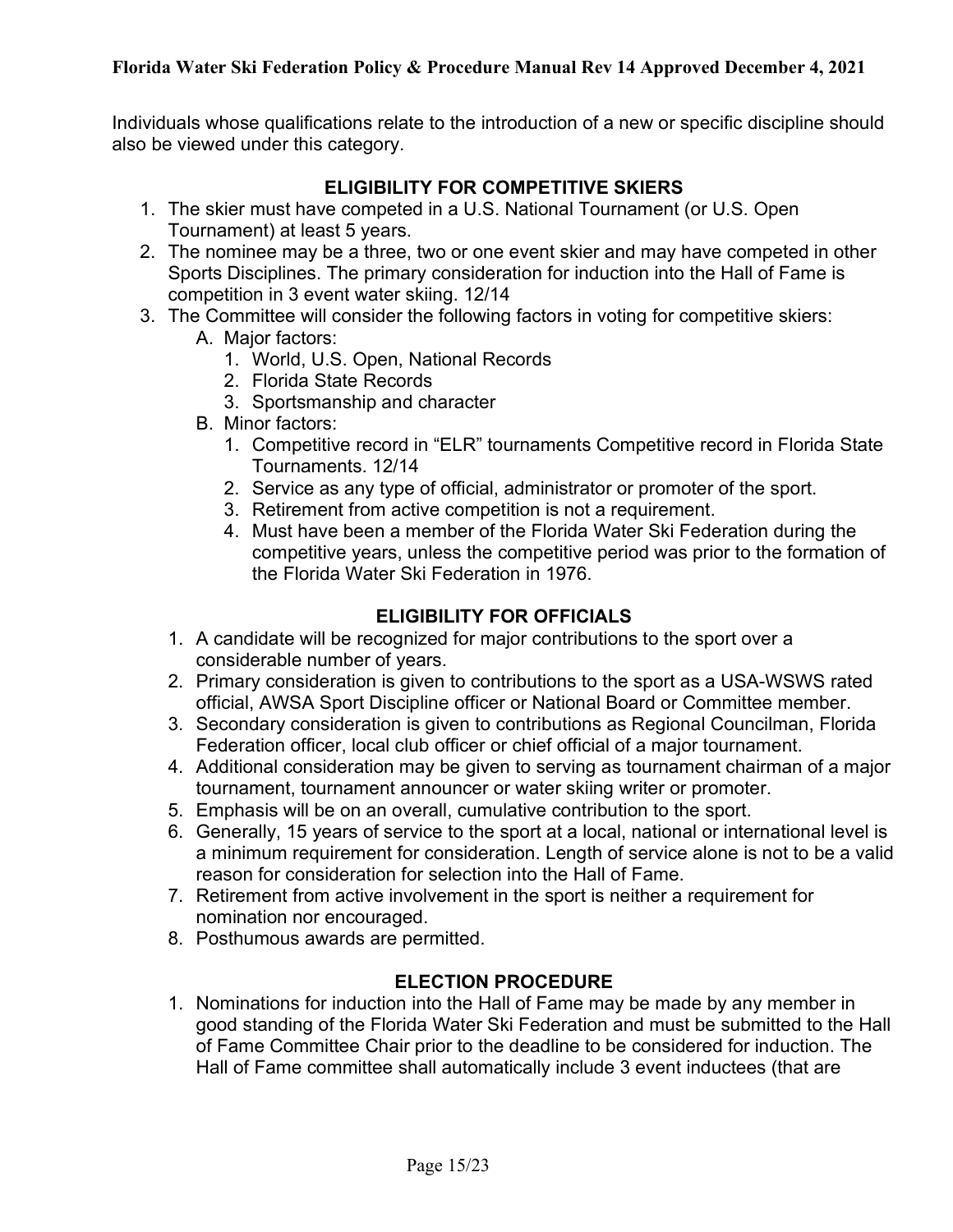Individuals whose qualifications relate to the introduction of a new or specific discipline should also be viewed under this category.

## ELIGIBILITY FOR COMPETITIVE SKIERS

1. The skier must have competed in a U.S. National Tournament (or U.S. Open Tournament) at least 5 years.
2. The nominee may be a three, two or one event skier and may have competed in other Sports Disciplines. The primary consideration for induction into the Hall of Fame is competition in 3 event water skiing. 12/14
3. The Committee will consider the following factors in voting for competitive skiers:
   A. Major factors:
      1. World, U.S. Open, National Records
      2. Florida State Records
      3. Sportsmanship and character

   B. Minor factors:
      1. Competitive record in "ELR" tournaments Competitive record in Florida State Tournaments. 12/14
      2. Service as any type of official, administrator or promoter of the sport.
      3. Retirement from active competition is not a requirement.
      4. Must have been a member of the Florida Water Ski Federation during the competitive years, unless the competitive period was prior to the formation of the Florida Water Ski Federation in 1976.

## ELIGIBILITY FOR OFFICIALS

1. A candidate will be recognized for major contributions to the sport over a considerable number of years.
2. Primary consideration is given to contributions to the sport as a USA-WSWS rated official, AWSA Sport Discipline officer or National Board or Committee member.
3. Secondary consideration is given to contributions as Regional Councilman, Florida Federation officer, local club officer or chief official of a major tournament.
4. Additional consideration may be given to serving as tournament chairman of a major tournament, tournament announcer or water skiing writer or promoter.
5. Emphasis will be on an overall, cumulative contribution to the sport.
6. Generally, 15 years of service to the sport at a local, national or international level is a minimum requirement for consideration. Length of service alone is not to be a valid reason for consideration for selection into the Hall of Fame.
7. Retirement from active involvement in the sport is neither a requirement for nomination nor encouraged.
8. Posthumous awards are permitted.

## ELECTION PROCEDURE

1. Nominations for induction into the Hall of Fame may be made by any member in good standing of the Florida Water Ski Federation and must be submitted to the Hall of Fame Committee Chair prior to the deadline to be considered for induction. The Hall of Fame committee shall automatically include 3 event inductees (that are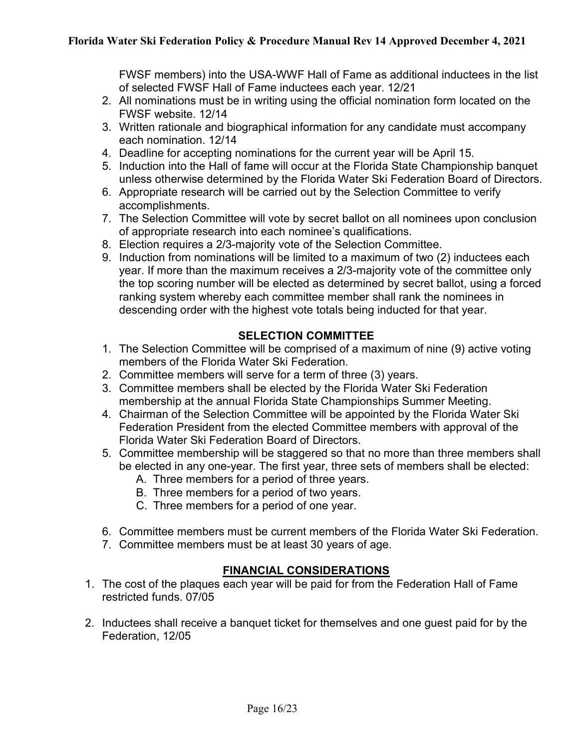FWSF members) into the USA-WWF Hall of Fame as additional inductees in the list of selected FWSF Hall of Fame inductees each year. 12/21

2. All nominations must be in writing using the official nomination form located on the FWSF website. 12/14
3. Written rationale and biographical information for any candidate must accompany each nomination. 12/14
4. Deadline for accepting nominations for the current year will be April 15.
5. Induction into the Hall of fame will occur at the Florida State Championship banquet unless otherwise determined by the Florida Water Ski Federation Board of Directors.
6. Appropriate research will be carried out by the Selection Committee to verify accomplishments.
7. The Selection Committee will vote by secret ballot on all nominees upon conclusion of appropriate research into each nominee's qualifications.
8. Election requires a 2/3-majority vote of the Selection Committee.
9. Induction from nominations will be limited to a maximum of two (2) inductees each year. If more than the maximum receives a 2/3-majority vote of the committee only the top scoring number will be elected as determined by secret ballot, using a forced ranking system whereby each committee member shall rank the nominees in descending order with the highest vote totals being inducted for that year.

## SELECTION COMMITTEE

1. The Selection Committee will be comprised of a maximum of nine (9) active voting members of the Florida Water Ski Federation.
2. Committee members will serve for a term of three (3) years.
3. Committee members shall be elected by the Florida Water Ski Federation membership at the annual Florida State Championships Summer Meeting.
4. Chairman of the Selection Committee will be appointed by the Florida Water Ski Federation President from the elected Committee members with approval of the Florida Water Ski Federation Board of Directors.
5. Committee membership will be staggered so that no more than three members shall be elected in any one-year. The first year, three sets of members shall be elected:
   - A. Three members for a period of three years.
   - B. Three members for a period of two years.
   - C. Three members for a period of one year.
6. Committee members must be current members of the Florida Water Ski Federation.
7. Committee members must be at least 30 years of age.

## FINANCIAL CONSIDERATIONS

1. The cost of the plaques each year will be paid for from the Federation Hall of Fame restricted funds. 07/05

2. Inductees shall receive a banquet ticket for themselves and one guest paid for by the Federation, 12/05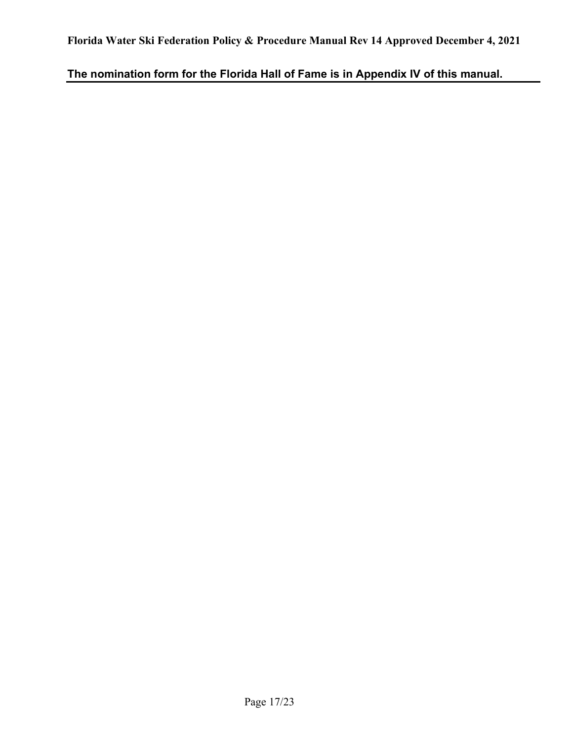**The nomination form for the Florida Hall of Fame is in Appendix IV of this manual.**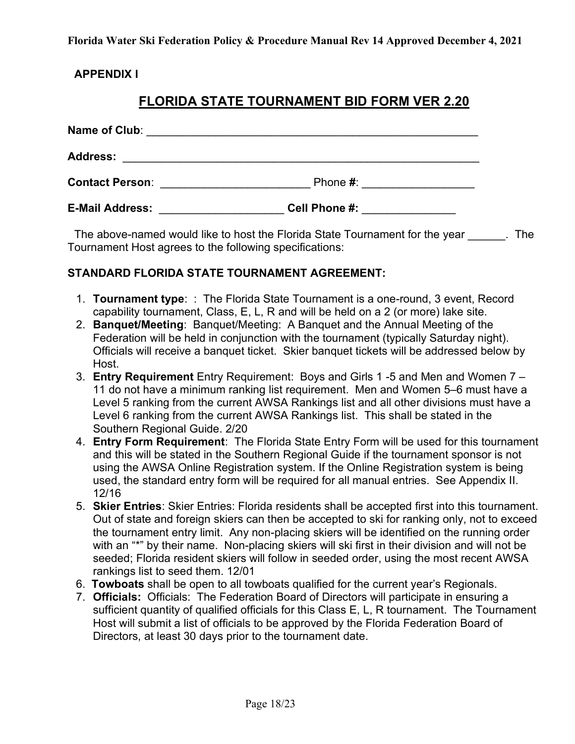**APPENDIX I**

# FLORIDA STATE TOURNAMENT BID FORM VER 2.20

**Name of Club**: ________________________________________________________

**Address:** ___________________________________________________________

**Contact Person**: ________________________ Phone **#**: __________________

**E-Mail Address:** ____________________ **Cell Phone #:** _______________

The above-named would like to host the Florida State Tournament for the year ______. The Tournament Host agrees to the following specifications:

### STANDARD FLORIDA STATE TOURNAMENT AGREEMENT:

1. **Tournament type**: : The Florida State Tournament is a one-round, 3 event, Record capability tournament, Class, E, L, R and will be held on a 2 (or more) lake site.
2. **Banquet/Meeting**: Banquet/Meeting: A Banquet and the Annual Meeting of the Federation will be held in conjunction with the tournament (typically Saturday night). Officials will receive a banquet ticket. Skier banquet tickets will be addressed below by Host.
3. **Entry Requirement** Entry Requirement: Boys and Girls 1 -5 and Men and Women 7 – 11 do not have a minimum ranking list requirement. Men and Women 5–6 must have a Level 5 ranking from the current AWSA Rankings list and all other divisions must have a Level 6 ranking from the current AWSA Rankings list. This shall be stated in the Southern Regional Guide. 2/20
4. **Entry Form Requirement**: The Florida State Entry Form will be used for this tournament and this will be stated in the Southern Regional Guide if the tournament sponsor is not using the AWSA Online Registration system. If the Online Registration system is being used, the standard entry form will be required for all manual entries. See Appendix II. 12/16
5. **Skier Entries**: Skier Entries: Florida residents shall be accepted first into this tournament. Out of state and foreign skiers can then be accepted to ski for ranking only, not to exceed the tournament entry limit. Any non-placing skiers will be identified on the running order with an "*" by their name. Non-placing skiers will ski first in their division and will not be seeded; Florida resident skiers will follow in seeded order, using the most recent AWSA rankings list to seed them. 12/01
6. **Towboats** shall be open to all towboats qualified for the current year's Regionals.
7. **Officials:** Officials: The Federation Board of Directors will participate in ensuring a sufficient quantity of qualified officials for this Class E, L, R tournament. The Tournament Host will submit a list of officials to be approved by the Florida Federation Board of Directors, at least 30 days prior to the tournament date.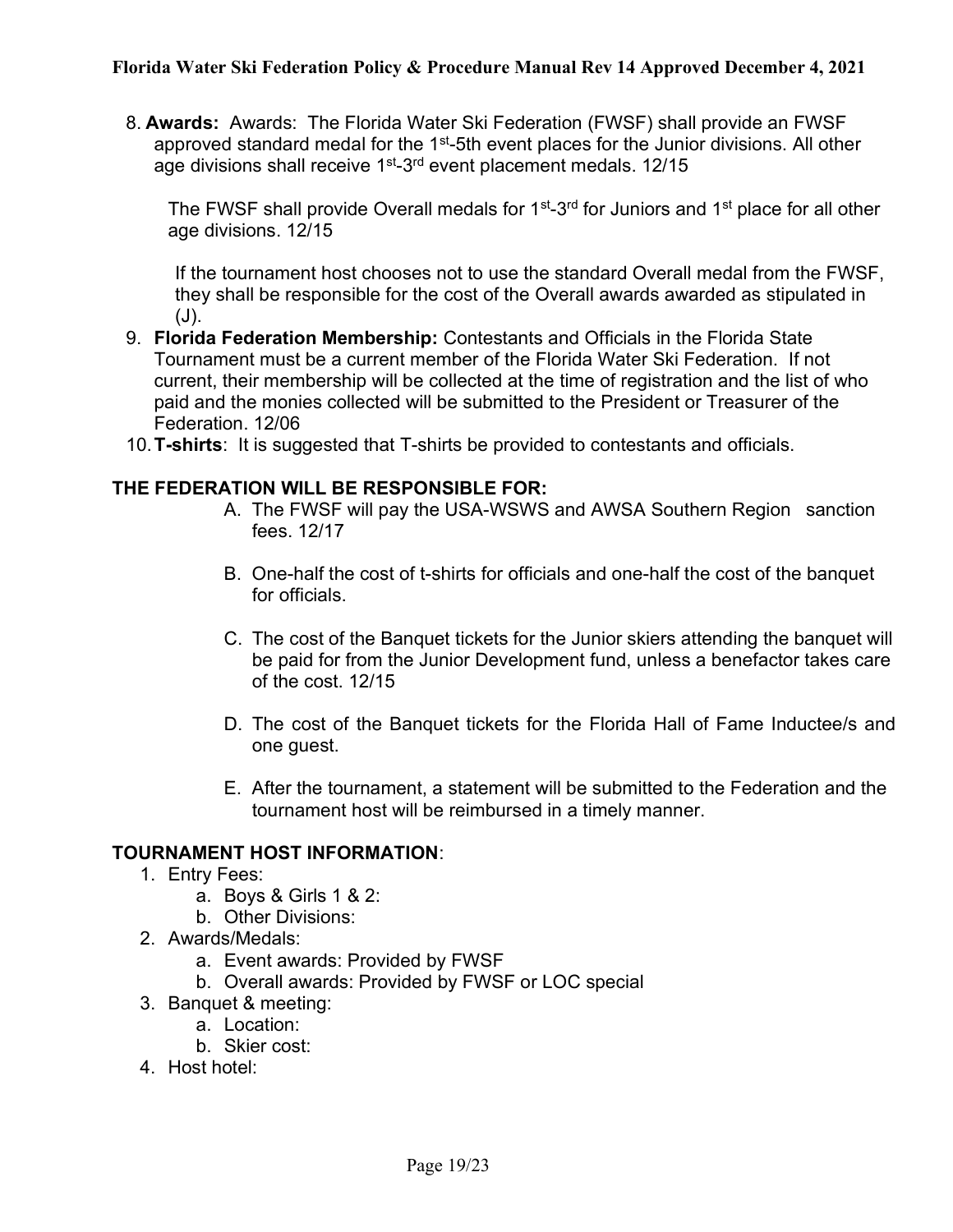8. **Awards:** Awards: The Florida Water Ski Federation (FWSF) shall provide an FWSF approved standard medal for the 1st-5th event places for the Junior divisions. All other age divisions shall receive 1st-3rd event placement medals. 12/15

   The FWSF shall provide Overall medals for 1st-3rd for Juniors and 1st place for all other age divisions. 12/15

   If the tournament host chooses not to use the standard Overall medal from the FWSF, they shall be responsible for the cost of the Overall awards awarded as stipulated in (J).

9. **Florida Federation Membership:** Contestants and Officials in the Florida State Tournament must be a current member of the Florida Water Ski Federation. If not current, their membership will be collected at the time of registration and the list of who paid and the monies collected will be submitted to the President or Treasurer of the Federation. 12/06
10. **T-shirts**: It is suggested that T-shirts be provided to contestants and officials.

## THE FEDERATION WILL BE RESPONSIBLE FOR:

A. The FWSF will pay the USA-WSWS and AWSA Southern Region sanction fees. 12/17

B. One-half the cost of t-shirts for officials and one-half the cost of the banquet for officials.

C. The cost of the Banquet tickets for the Junior skiers attending the banquet will be paid for from the Junior Development fund, unless a benefactor takes care of the cost. 12/15

D. The cost of the Banquet tickets for the Florida Hall of Fame Inductee/s and one guest.

E. After the tournament, a statement will be submitted to the Federation and the tournament host will be reimbursed in a timely manner.

## TOURNAMENT HOST INFORMATION:

1. Entry Fees:
   a. Boys & Girls 1 & 2:
   b. Other Divisions:
2. Awards/Medals:
   a. Event awards: Provided by FWSF
   b. Overall awards: Provided by FWSF or LOC special
3. Banquet & meeting:
   a. Location:
   b. Skier cost:
4. Host hotel: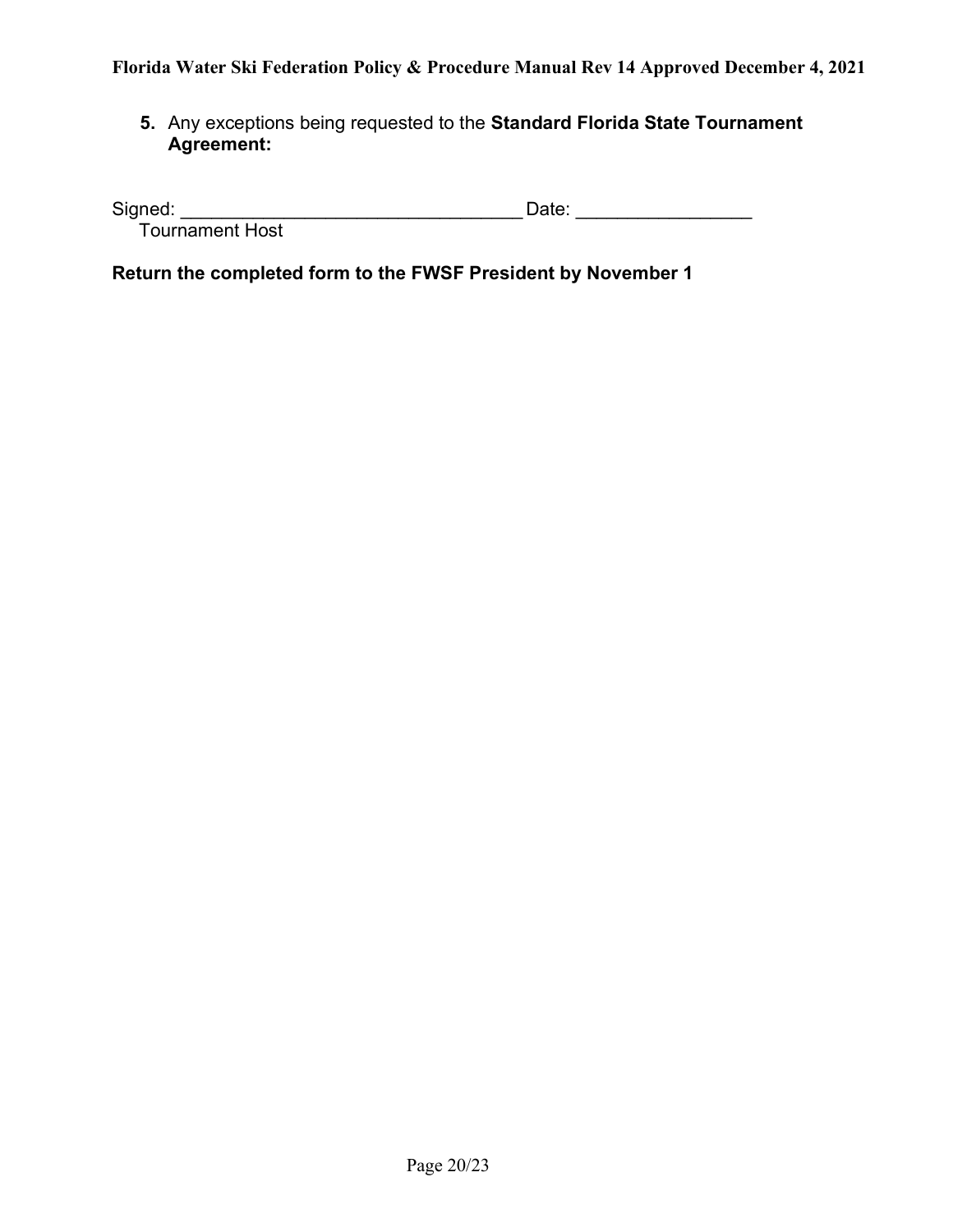5. Any exceptions being requested to the **Standard Florida State Tournament Agreement:**

Signed: _________________________________ Date: _________________
Tournament Host

**Return the completed form to the FWSF President by November 1**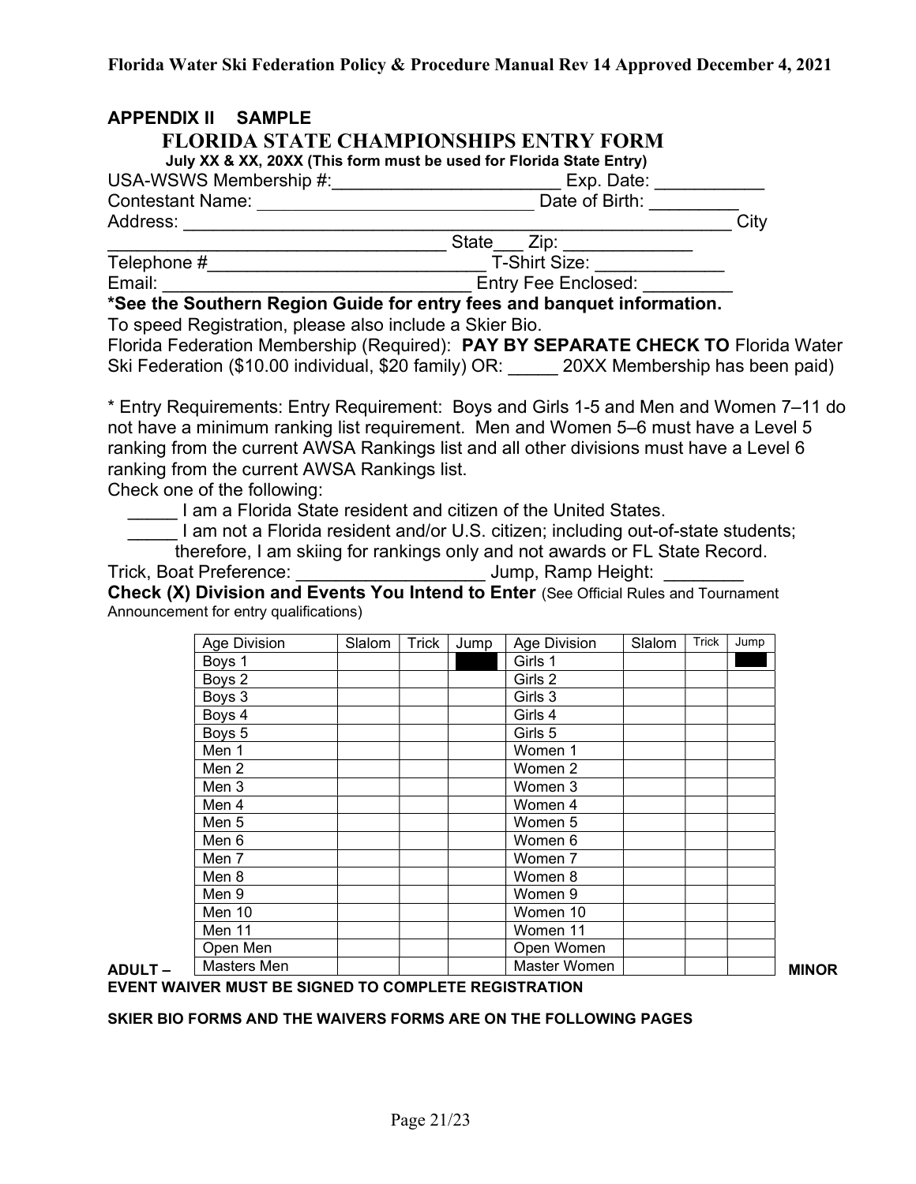## APPENDIX II SAMPLE

### FLORIDA STATE CHAMPIONSHIPS ENTRY FORM

**July XX & XX, 20XX (This form must be used for Florida State Entry)**

USA-WSWS Membership #:______________________ Exp. Date: ___________

Contestant Name: ____________________________ Date of Birth: _________

Address: ______________________________________________________ City

________________________________ State___ Zip: _____________

Telephone #____________________________ T-Shirt Size: _____________

Email: ______________________________ Entry Fee Enclosed: _________

**\*See the Southern Region Guide for entry fees and banquet information.**

To speed Registration, please also include a Skier Bio.

Florida Federation Membership (Required): **PAY BY SEPARATE CHECK TO** Florida Water Ski Federation ($10.00 individual, $20 family) OR: _____ 20XX Membership has been paid)

\* Entry Requirements: Entry Requirement: Boys and Girls 1-5 and Men and Women 7–11 do not have a minimum ranking list requirement. Men and Women 5–6 must have a Level 5 ranking from the current AWSA Rankings list and all other divisions must have a Level 6 ranking from the current AWSA Rankings list.

Check one of the following:

_____ I am a Florida State resident and citizen of the United States.

_____ I am not a Florida resident and/or U.S. citizen; including out-of-state students; therefore, I am skiing for rankings only and not awards or FL State Record.

Trick, Boat Preference: ___________________ Jump, Ramp Height: ________

**Check (X) Division and Events You Intend to Enter** (See Official Rules and Tournament Announcement for entry qualifications)

| Age Division | Slalom | Trick | Jump | Age Division | Slalom | Trick | Jump |
|---|---|---|---|---|---|---|---|
| Boys 1 | | | ■ | Girls 1 | | | ■ |
| Boys 2 | | | | Girls 2 | | | |
| Boys 3 | | | | Girls 3 | | | |
| Boys 4 | | | | Girls 4 | | | |
| Boys 5 | | | | Girls 5 | | | |
| Men 1 | | | | Women 1 | | | |
| Men 2 | | | | Women 2 | | | |
| Men 3 | | | | Women 3 | | | |
| Men 4 | | | | Women 4 | | | |
| Men 5 | | | | Women 5 | | | |
| Men 6 | | | | Women 6 | | | |
| Men 7 | | | | Women 7 | | | |
| Men 8 | | | | Women 8 | | | |
| Men 9 | | | | Women 9 | | | |
| Men 10 | | | | Women 10 | | | |
| Men 11 | | | | Women 11 | | | |
| Open Men | | | | Open Women | | | |
| Masters Men | | | | Master Women | | | |

**ADULT – MINOR EVENT WAIVER MUST BE SIGNED TO COMPLETE REGISTRATION**

**SKIER BIO FORMS AND THE WAIVERS FORMS ARE ON THE FOLLOWING PAGES**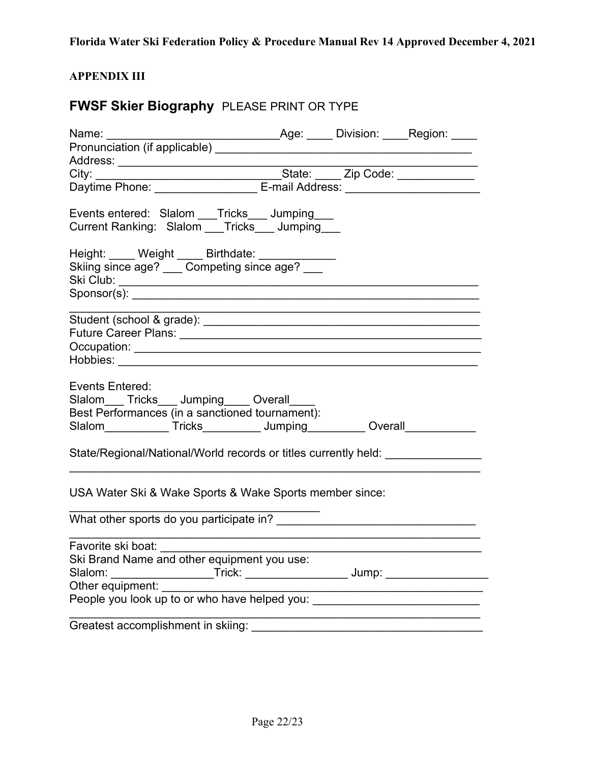**APPENDIX III**

## **FWSF Skier Biography** PLEASE PRINT OR TYPE

Name: ___________________________Age: ____ Division: ____Region: ____
Pronunciation (if applicable) ________________________________________
Address: ______________________________________________________
City: ____________________________State: ____ Zip Code: ____________
Daytime Phone: ________________ E-mail Address: _____________________

Events entered: Slalom ___Tricks___ Jumping___
Current Ranking: Slalom ___Tricks___ Jumping___

Height: ____ Weight ____ Birthdate: ____________
Skiing since age? ___ Competing since age? ___
Ski Club: _______________________________________________________
Sponsor(s): _____________________________________________________
_______________________________________________________________
Student (school & grade): __________________________________________
Future Career Plans: _______________________________________________
Occupation: _____________________________________________________
Hobbies: _______________________________________________________

Events Entered:
Slalom___ Tricks___ Jumping____ Overall____
Best Performances (in a sanctioned tournament):
Slalom__________ Tricks_________ Jumping_________ Overall___________

State/Regional/National/World records or titles currently held: _______________
_______________________________________________________________

USA Water Ski & Wake Sports & Wake Sports member since:
________________________________________
What other sports do you participate in? _______________________________
_______________________________________________________________
Favorite ski boat: __________________________________________________
Ski Brand Name and other equipment you use:
Slalom: ________________Trick: ________________ Jump: ________________
Other equipment: ___________________________________________________
People you look up to or who have helped you: __________________________
_______________________________________________________________
Greatest accomplishment in skiing: ___________________________________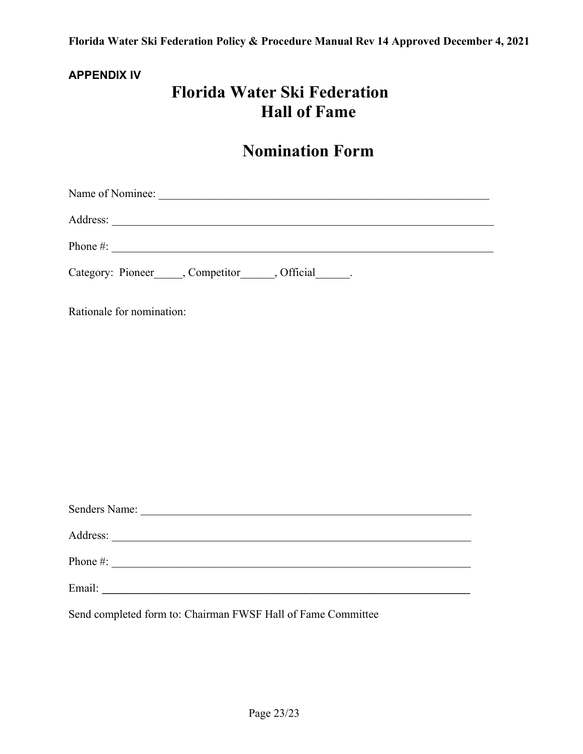**APPENDIX IV**

# Florida Water Ski Federation Hall of Fame

# Nomination Form

Name of Nominee: ____________________________________________________________

Address: ______________________________________________________________________

Phone #: ______________________________________________________________________

Category: Pioneer_____, Competitor______, Official______.

Rationale for nomination:

Senders Name: ____________________________________________________________

Address: ________________________________________________________________

Phone #: ________________________________________________________________

Email: __________________________________________________________________

Send completed form to: Chairman FWSF Hall of Fame Committee